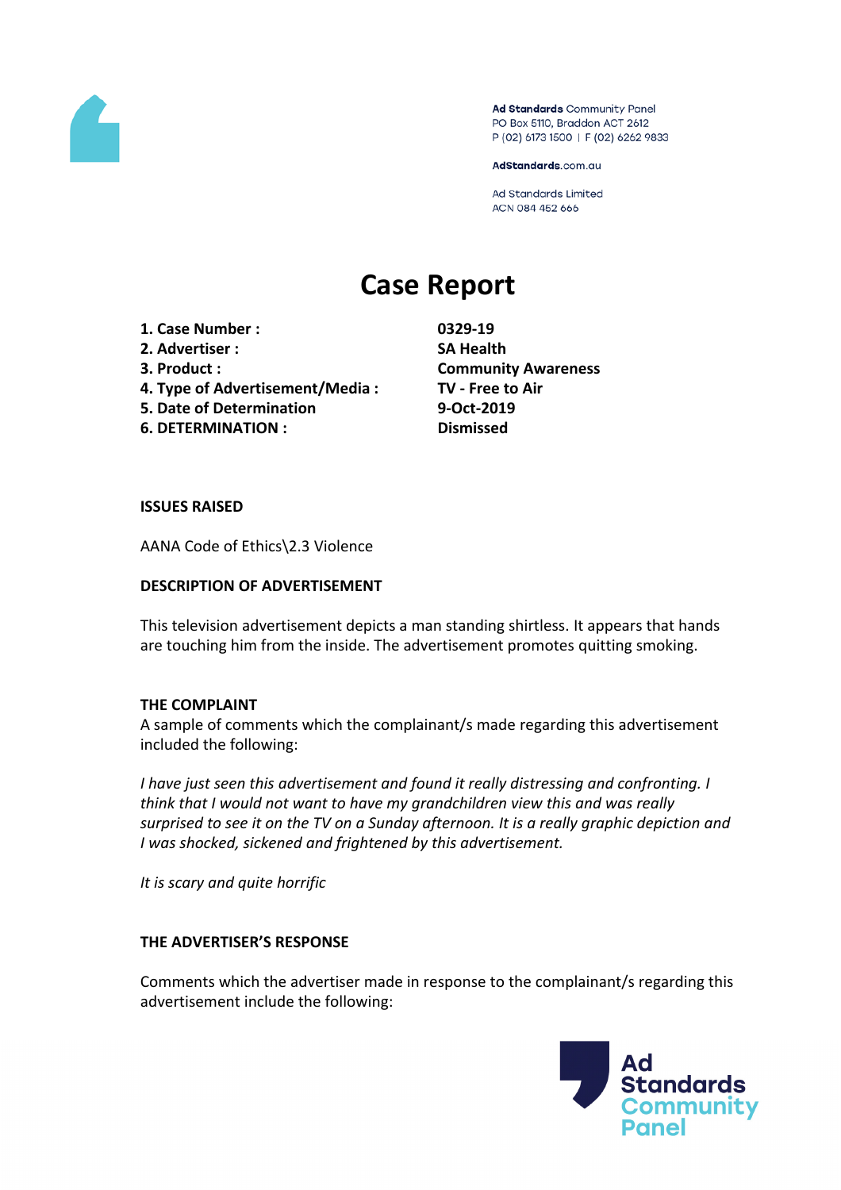Ad Standards Community Panel
PO Box 5110, Braddon ACT 2612
P (02) 6173 1500 | F (02) 6262 9833

AdStandards.com.au

Ad Standards Limited
ACN 084 452 666

# Case Report

| | |
|---|---|
| **1. Case Number :** | **0329-19** |
| **2. Advertiser :** | **SA Health** |
| **3. Product :** | **Community Awareness** |
| **4. Type of Advertisement/Media :** | **TV - Free to Air** |
| **5. Date of Determination** | **9-Oct-2019** |
| **6. DETERMINATION :** | **Dismissed** |

**ISSUES RAISED**

AANA Code of Ethics\2.3 Violence

**DESCRIPTION OF ADVERTISEMENT**

This television advertisement depicts a man standing shirtless. It appears that hands are touching him from the inside. The advertisement promotes quitting smoking.

**THE COMPLAINT**

A sample of comments which the complainant/s made regarding this advertisement included the following:

*I have just seen this advertisement and found it really distressing and confronting. I think that I would not want to have my grandchildren view this and was really surprised to see it on the TV on a Sunday afternoon. It is a really graphic depiction and I was shocked, sickened and frightened by this advertisement.*

*It is scary and quite horrific*

**THE ADVERTISER'S RESPONSE**

Comments which the advertiser made in response to the complainant/s regarding this advertisement include the following: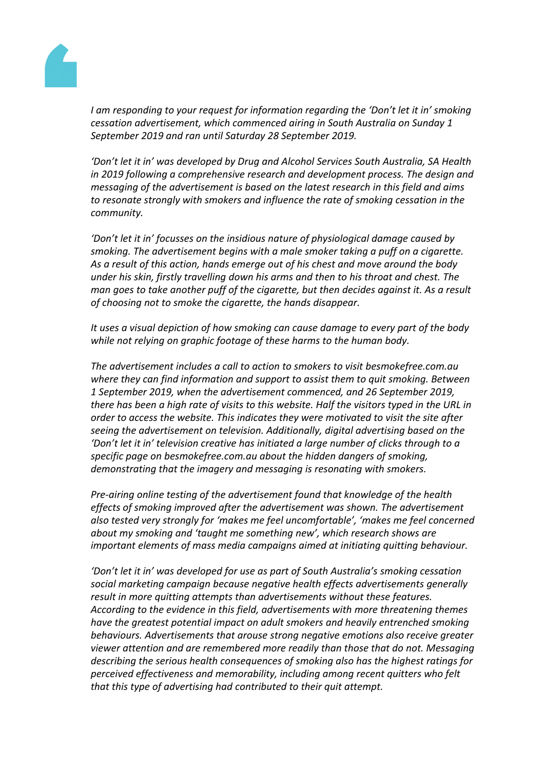*I am responding to your request for information regarding the 'Don't let it in' smoking cessation advertisement, which commenced airing in South Australia on Sunday 1 September 2019 and ran until Saturday 28 September 2019.*

*'Don't let it in' was developed by Drug and Alcohol Services South Australia, SA Health in 2019 following a comprehensive research and development process. The design and messaging of the advertisement is based on the latest research in this field and aims to resonate strongly with smokers and influence the rate of smoking cessation in the community.*

*'Don't let it in' focusses on the insidious nature of physiological damage caused by smoking. The advertisement begins with a male smoker taking a puff on a cigarette. As a result of this action, hands emerge out of his chest and move around the body under his skin, firstly travelling down his arms and then to his throat and chest. The man goes to take another puff of the cigarette, but then decides against it. As a result of choosing not to smoke the cigarette, the hands disappear.*

*It uses a visual depiction of how smoking can cause damage to every part of the body while not relying on graphic footage of these harms to the human body.*

*The advertisement includes a call to action to smokers to visit besmokefree.com.au where they can find information and support to assist them to quit smoking. Between 1 September 2019, when the advertisement commenced, and 26 September 2019, there has been a high rate of visits to this website. Half the visitors typed in the URL in order to access the website. This indicates they were motivated to visit the site after seeing the advertisement on television. Additionally, digital advertising based on the 'Don't let it in' television creative has initiated a large number of clicks through to a specific page on besmokefree.com.au about the hidden dangers of smoking, demonstrating that the imagery and messaging is resonating with smokers.*

*Pre-airing online testing of the advertisement found that knowledge of the health effects of smoking improved after the advertisement was shown. The advertisement also tested very strongly for 'makes me feel uncomfortable', 'makes me feel concerned about my smoking and 'taught me something new', which research shows are important elements of mass media campaigns aimed at initiating quitting behaviour.*

*'Don't let it in' was developed for use as part of South Australia's smoking cessation social marketing campaign because negative health effects advertisements generally result in more quitting attempts than advertisements without these features. According to the evidence in this field, advertisements with more threatening themes have the greatest potential impact on adult smokers and heavily entrenched smoking behaviours. Advertisements that arouse strong negative emotions also receive greater viewer attention and are remembered more readily than those that do not. Messaging describing the serious health consequences of smoking also has the highest ratings for perceived effectiveness and memorability, including among recent quitters who felt that this type of advertising had contributed to their quit attempt.*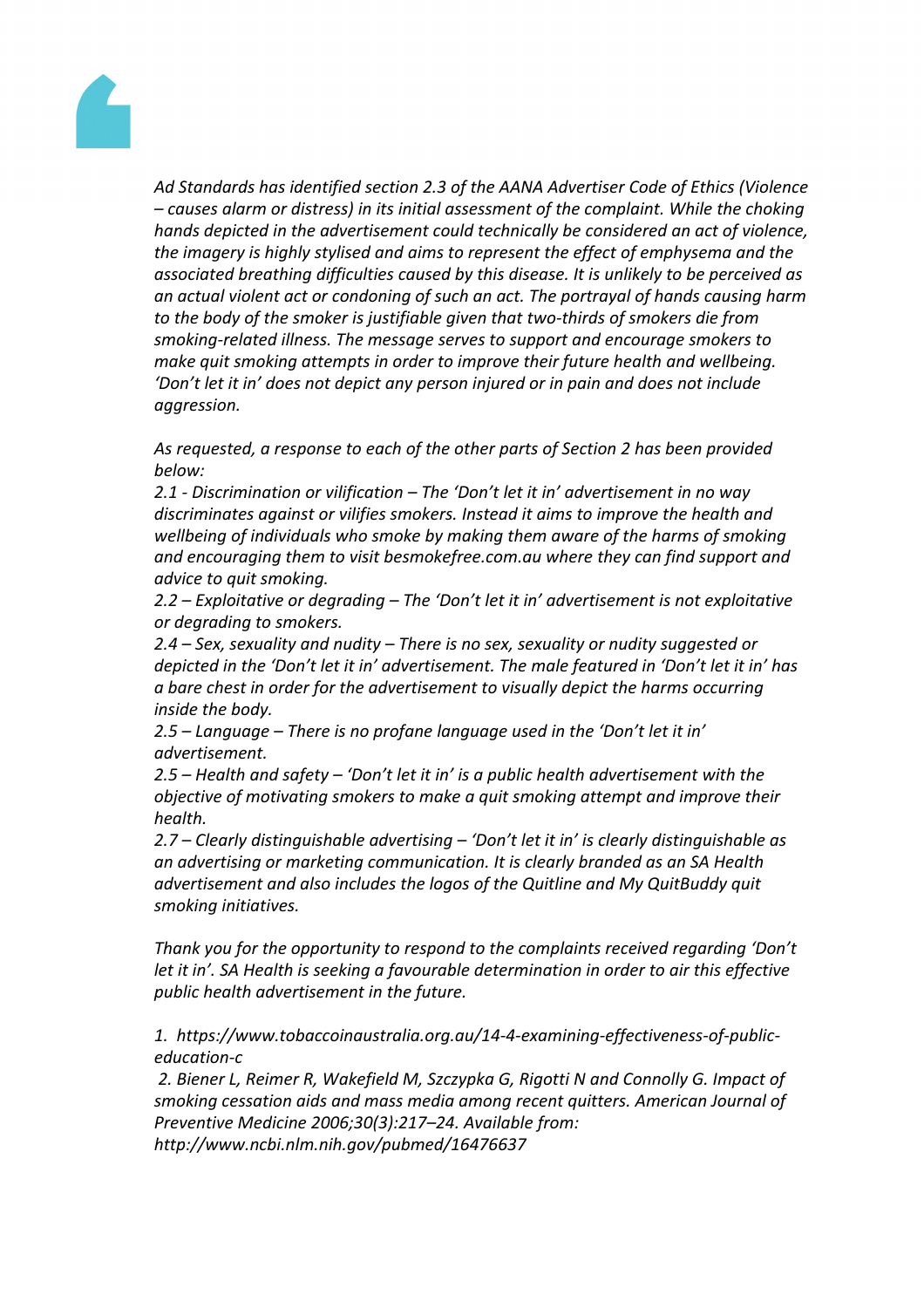*Ad Standards has identified section 2.3 of the AANA Advertiser Code of Ethics (Violence – causes alarm or distress) in its initial assessment of the complaint. While the choking hands depicted in the advertisement could technically be considered an act of violence, the imagery is highly stylised and aims to represent the effect of emphysema and the associated breathing difficulties caused by this disease. It is unlikely to be perceived as an actual violent act or condoning of such an act. The portrayal of hands causing harm to the body of the smoker is justifiable given that two-thirds of smokers die from smoking-related illness. The message serves to support and encourage smokers to make quit smoking attempts in order to improve their future health and wellbeing. 'Don't let it in' does not depict any person injured or in pain and does not include aggression.*

*As requested, a response to each of the other parts of Section 2 has been provided below:*

*2.1 - Discrimination or vilification – The 'Don't let it in' advertisement in no way discriminates against or vilifies smokers. Instead it aims to improve the health and wellbeing of individuals who smoke by making them aware of the harms of smoking and encouraging them to visit besmokefree.com.au where they can find support and advice to quit smoking.*

*2.2 – Exploitative or degrading – The 'Don't let it in' advertisement is not exploitative or degrading to smokers.*

*2.4 – Sex, sexuality and nudity – There is no sex, sexuality or nudity suggested or depicted in the 'Don't let it in' advertisement. The male featured in 'Don't let it in' has a bare chest in order for the advertisement to visually depict the harms occurring inside the body.*

*2.5 – Language – There is no profane language used in the 'Don't let it in' advertisement.*

*2.5 – Health and safety – 'Don't let it in' is a public health advertisement with the objective of motivating smokers to make a quit smoking attempt and improve their health.*

*2.7 – Clearly distinguishable advertising – 'Don't let it in' is clearly distinguishable as an advertising or marketing communication. It is clearly branded as an SA Health advertisement and also includes the logos of the Quitline and My QuitBuddy quit smoking initiatives.*

*Thank you for the opportunity to respond to the complaints received regarding 'Don't let it in'. SA Health is seeking a favourable determination in order to air this effective public health advertisement in the future.*

*1. https://www.tobaccoinaustralia.org.au/14-4-examining-effectiveness-of-public-education-c*

*2. Biener L, Reimer R, Wakefield M, Szczypka G, Rigotti N and Connolly G. Impact of smoking cessation aids and mass media among recent quitters. American Journal of Preventive Medicine 2006;30(3):217–24. Available from: http://www.ncbi.nlm.nih.gov/pubmed/16476637*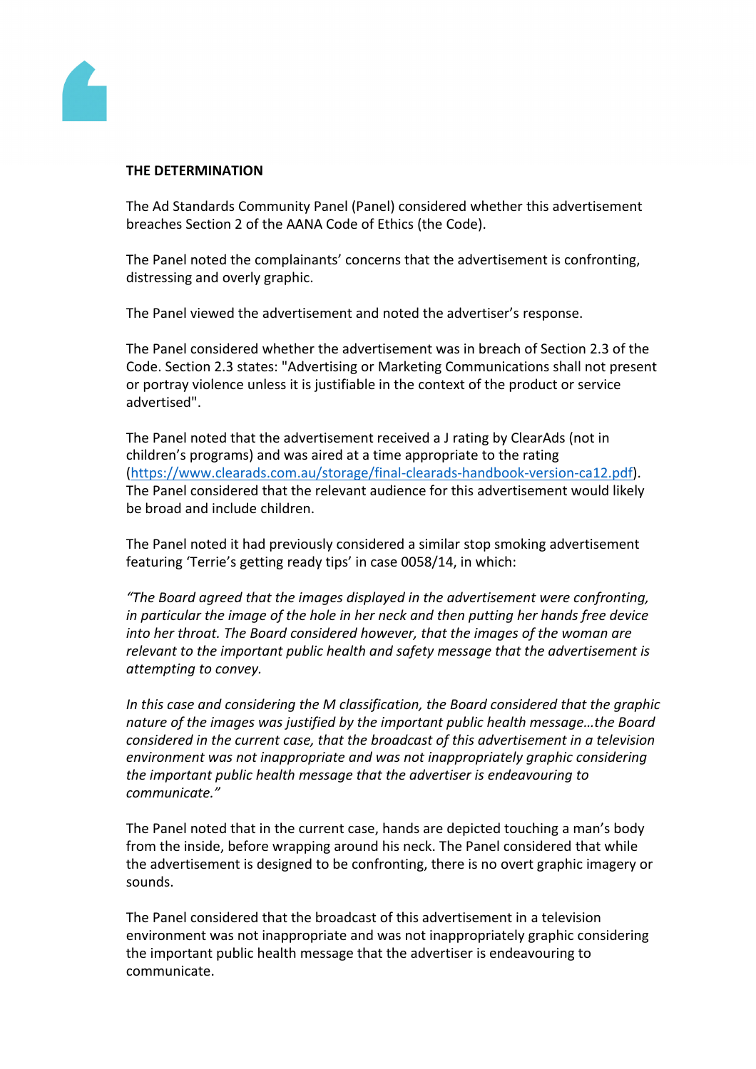**THE DETERMINATION**

The Ad Standards Community Panel (Panel) considered whether this advertisement breaches Section 2 of the AANA Code of Ethics (the Code).

The Panel noted the complainants' concerns that the advertisement is confronting, distressing and overly graphic.

The Panel viewed the advertisement and noted the advertiser's response.

The Panel considered whether the advertisement was in breach of Section 2.3 of the Code. Section 2.3 states: "Advertising or Marketing Communications shall not present or portray violence unless it is justifiable in the context of the product or service advertised".

The Panel noted that the advertisement received a J rating by ClearAds (not in children's programs) and was aired at a time appropriate to the rating (https://www.clearads.com.au/storage/final-clearads-handbook-version-ca12.pdf). The Panel considered that the relevant audience for this advertisement would likely be broad and include children.

The Panel noted it had previously considered a similar stop smoking advertisement featuring 'Terrie's getting ready tips' in case 0058/14, in which:

*"The Board agreed that the images displayed in the advertisement were confronting, in particular the image of the hole in her neck and then putting her hands free device into her throat. The Board considered however, that the images of the woman are relevant to the important public health and safety message that the advertisement is attempting to convey.*

*In this case and considering the M classification, the Board considered that the graphic nature of the images was justified by the important public health message…the Board considered in the current case, that the broadcast of this advertisement in a television environment was not inappropriate and was not inappropriately graphic considering the important public health message that the advertiser is endeavouring to communicate."*

The Panel noted that in the current case, hands are depicted touching a man's body from the inside, before wrapping around his neck. The Panel considered that while the advertisement is designed to be confronting, there is no overt graphic imagery or sounds.

The Panel considered that the broadcast of this advertisement in a television environment was not inappropriate and was not inappropriately graphic considering the important public health message that the advertiser is endeavouring to communicate.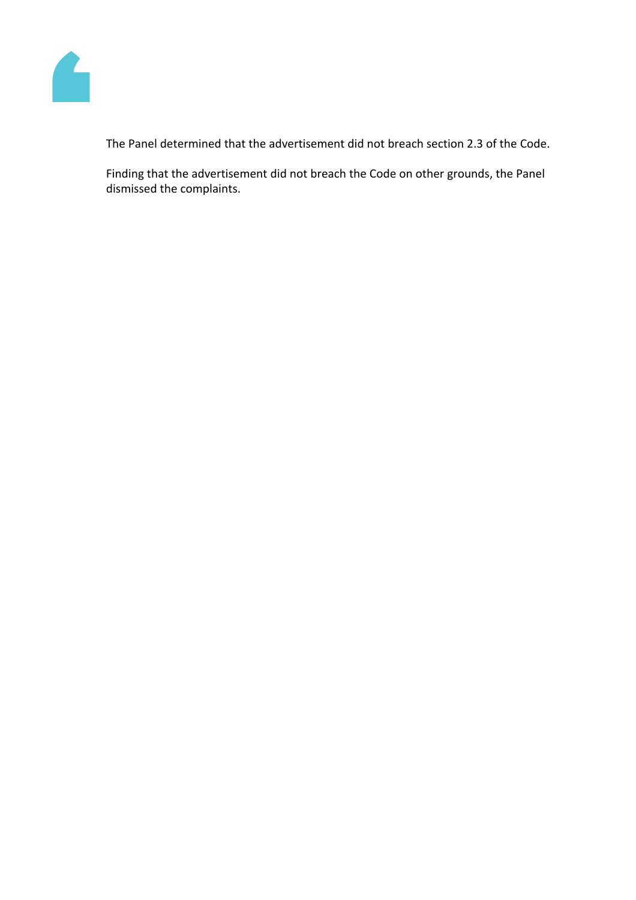The Panel determined that the advertisement did not breach section 2.3 of the Code.

Finding that the advertisement did not breach the Code on other grounds, the Panel dismissed the complaints.